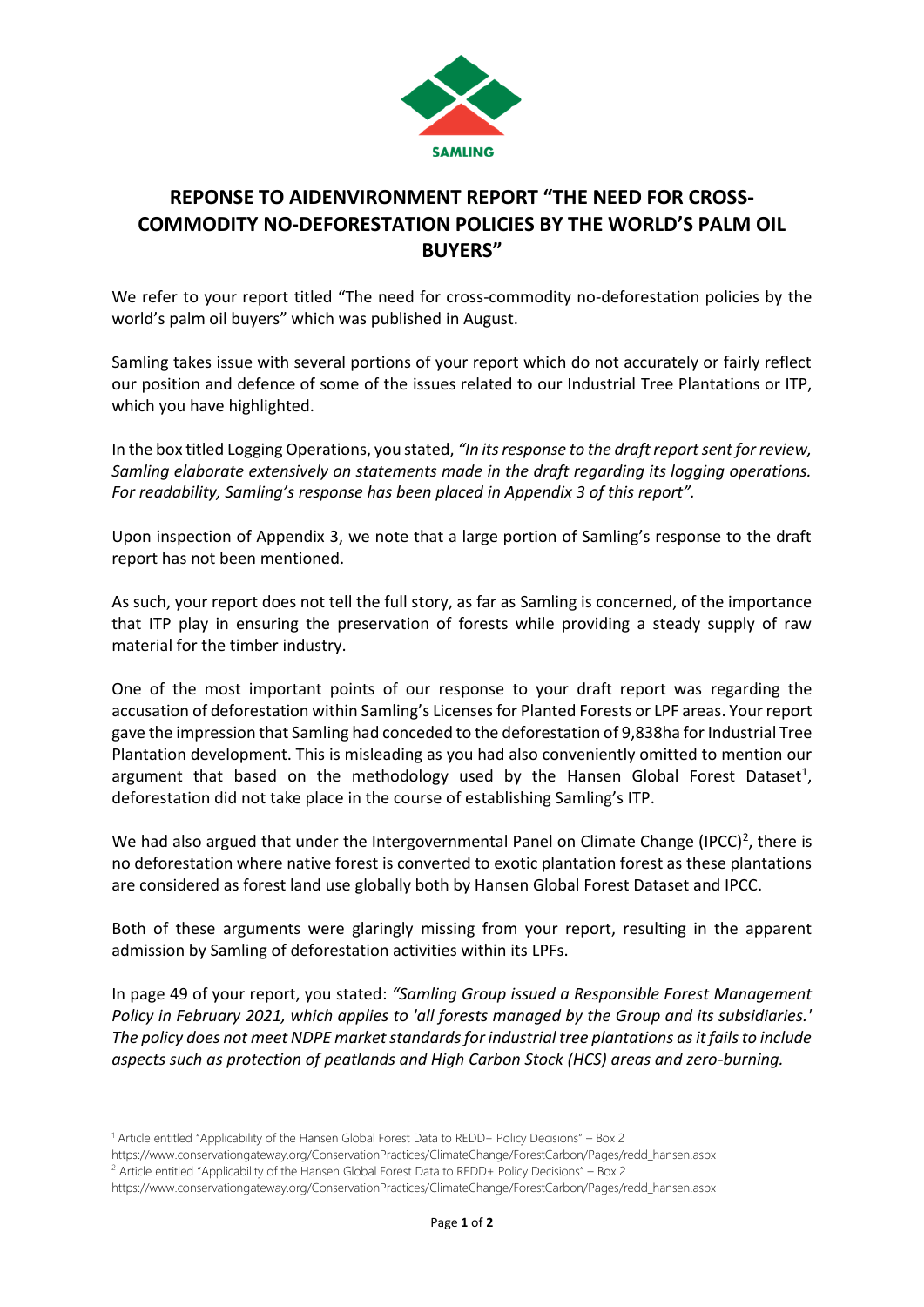SAMLING

# REPONSE TO AIDENVIRONMENT REPORT "THE NEED FOR CROSS-COMMODITY NO-DEFORESTATION POLICIES BY THE WORLD'S PALM OIL BUYERS"

We refer to your report titled "The need for cross-commodity no-deforestation policies by the world's palm oil buyers" which was published in August.

Samling takes issue with several portions of your report which do not accurately or fairly reflect our position and defence of some of the issues related to our Industrial Tree Plantations or ITP, which you have highlighted.

In the box titled Logging Operations, you stated, *"In its response to the draft report sent for review, Samling elaborate extensively on statements made in the draft regarding its logging operations. For readability, Samling's response has been placed in Appendix 3 of this report".*

Upon inspection of Appendix 3, we note that a large portion of Samling's response to the draft report has not been mentioned.

As such, your report does not tell the full story, as far as Samling is concerned, of the importance that ITP play in ensuring the preservation of forests while providing a steady supply of raw material for the timber industry.

One of the most important points of our response to your draft report was regarding the accusation of deforestation within Samling's Licenses for Planted Forests or LPF areas. Your report gave the impression that Samling had conceded to the deforestation of 9,838ha for Industrial Tree Plantation development. This is misleading as you had also conveniently omitted to mention our argument that based on the methodology used by the Hansen Global Forest Dataset[1], deforestation did not take place in the course of establishing Samling's ITP.

We had also argued that under the Intergovernmental Panel on Climate Change (IPCC)[2], there is no deforestation where native forest is converted to exotic plantation forest as these plantations are considered as forest land use globally both by Hansen Global Forest Dataset and IPCC.

Both of these arguments were glaringly missing from your report, resulting in the apparent admission by Samling of deforestation activities within its LPFs.

In page 49 of your report, you stated: *"Samling Group issued a Responsible Forest Management Policy in February 2021, which applies to 'all forests managed by the Group and its subsidiaries.' The policy does not meet NDPE market standards for industrial tree plantations as it fails to include aspects such as protection of peatlands and High Carbon Stock (HCS) areas and zero-burning.*

---

[1] Article entitled "Applicability of the Hansen Global Forest Data to REDD+ Policy Decisions" – Box 2
https://www.conservationgateway.org/ConservationPractices/ClimateChange/ForestCarbon/Pages/redd_hansen.aspx

[2] Article entitled "Applicability of the Hansen Global Forest Data to REDD+ Policy Decisions" – Box 2
https://www.conservationgateway.org/ConservationPractices/ClimateChange/ForestCarbon/Pages/redd_hansen.aspx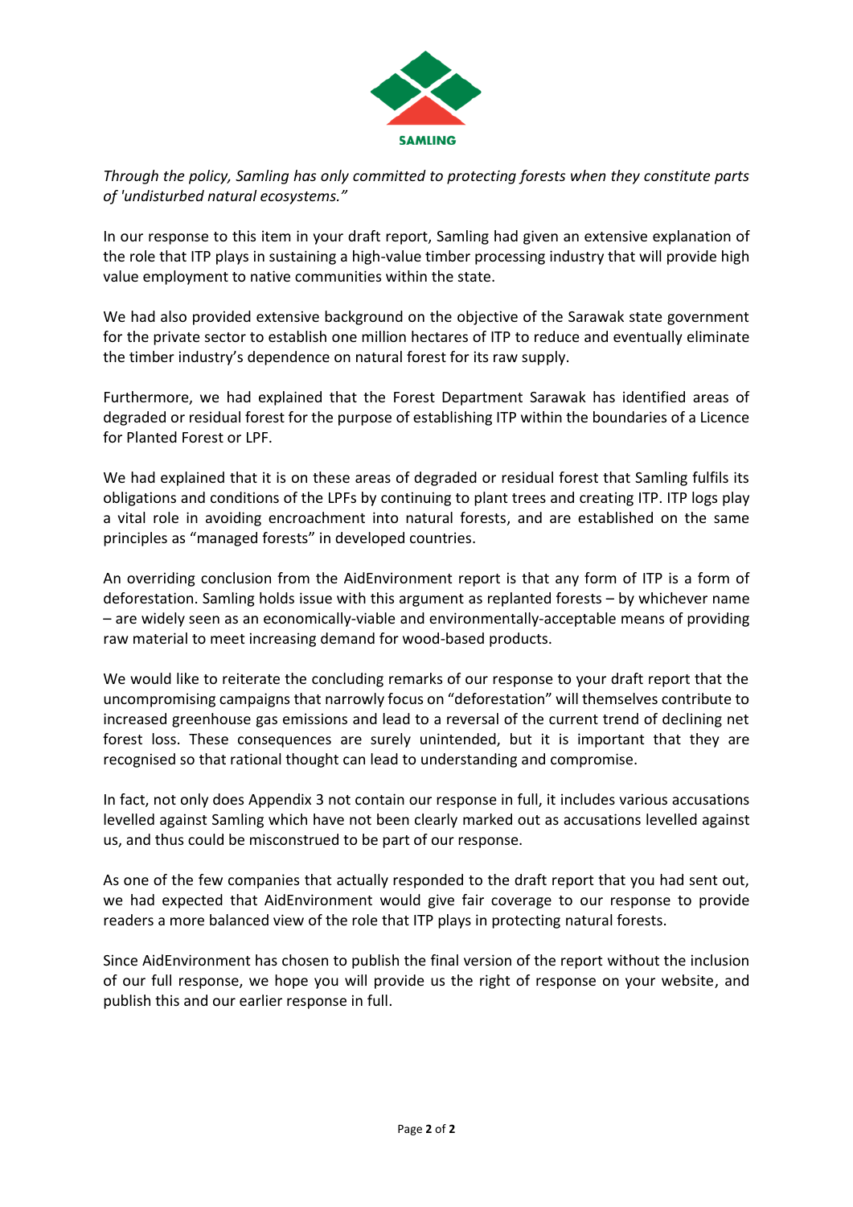*Through the policy, Samling has only committed to protecting forests when they constitute parts of 'undisturbed natural ecosystems."*

In our response to this item in your draft report, Samling had given an extensive explanation of the role that ITP plays in sustaining a high-value timber processing industry that will provide high value employment to native communities within the state.

We had also provided extensive background on the objective of the Sarawak state government for the private sector to establish one million hectares of ITP to reduce and eventually eliminate the timber industry's dependence on natural forest for its raw supply.

Furthermore, we had explained that the Forest Department Sarawak has identified areas of degraded or residual forest for the purpose of establishing ITP within the boundaries of a Licence for Planted Forest or LPF.

We had explained that it is on these areas of degraded or residual forest that Samling fulfils its obligations and conditions of the LPFs by continuing to plant trees and creating ITP. ITP logs play a vital role in avoiding encroachment into natural forests, and are established on the same principles as "managed forests" in developed countries.

An overriding conclusion from the AidEnvironment report is that any form of ITP is a form of deforestation. Samling holds issue with this argument as replanted forests – by whichever name – are widely seen as an economically-viable and environmentally-acceptable means of providing raw material to meet increasing demand for wood-based products.

We would like to reiterate the concluding remarks of our response to your draft report that the uncompromising campaigns that narrowly focus on "deforestation" will themselves contribute to increased greenhouse gas emissions and lead to a reversal of the current trend of declining net forest loss. These consequences are surely unintended, but it is important that they are recognised so that rational thought can lead to understanding and compromise.

In fact, not only does Appendix 3 not contain our response in full, it includes various accusations levelled against Samling which have not been clearly marked out as accusations levelled against us, and thus could be misconstrued to be part of our response.

As one of the few companies that actually responded to the draft report that you had sent out, we had expected that AidEnvironment would give fair coverage to our response to provide readers a more balanced view of the role that ITP plays in protecting natural forests.

Since AidEnvironment has chosen to publish the final version of the report without the inclusion of our full response, we hope you will provide us the right of response on your website, and publish this and our earlier response in full.